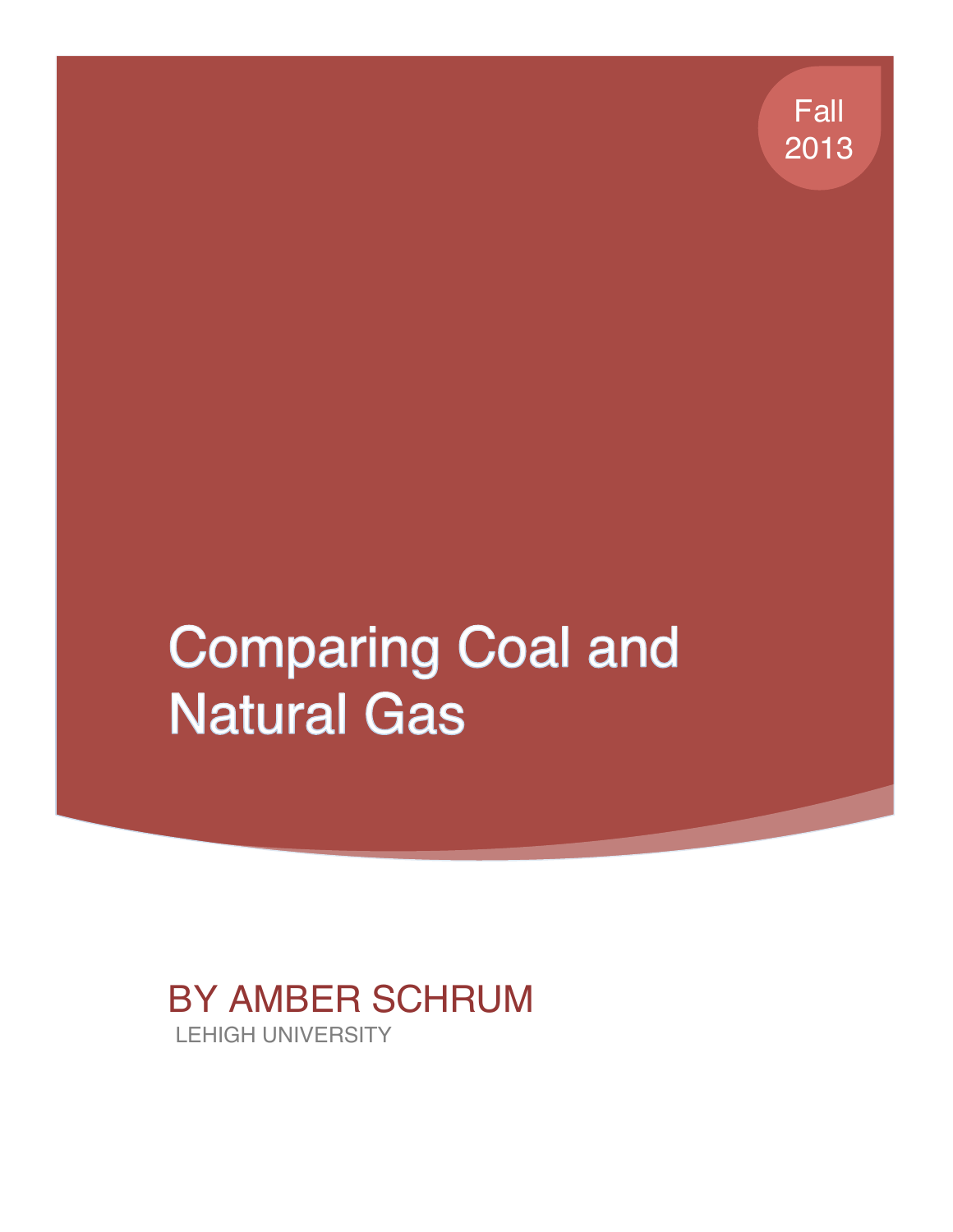Fall 2013

# Comparing Coal and Natural Gas

BY AMBER SCHRUM

LEHIGH UNIVERSITY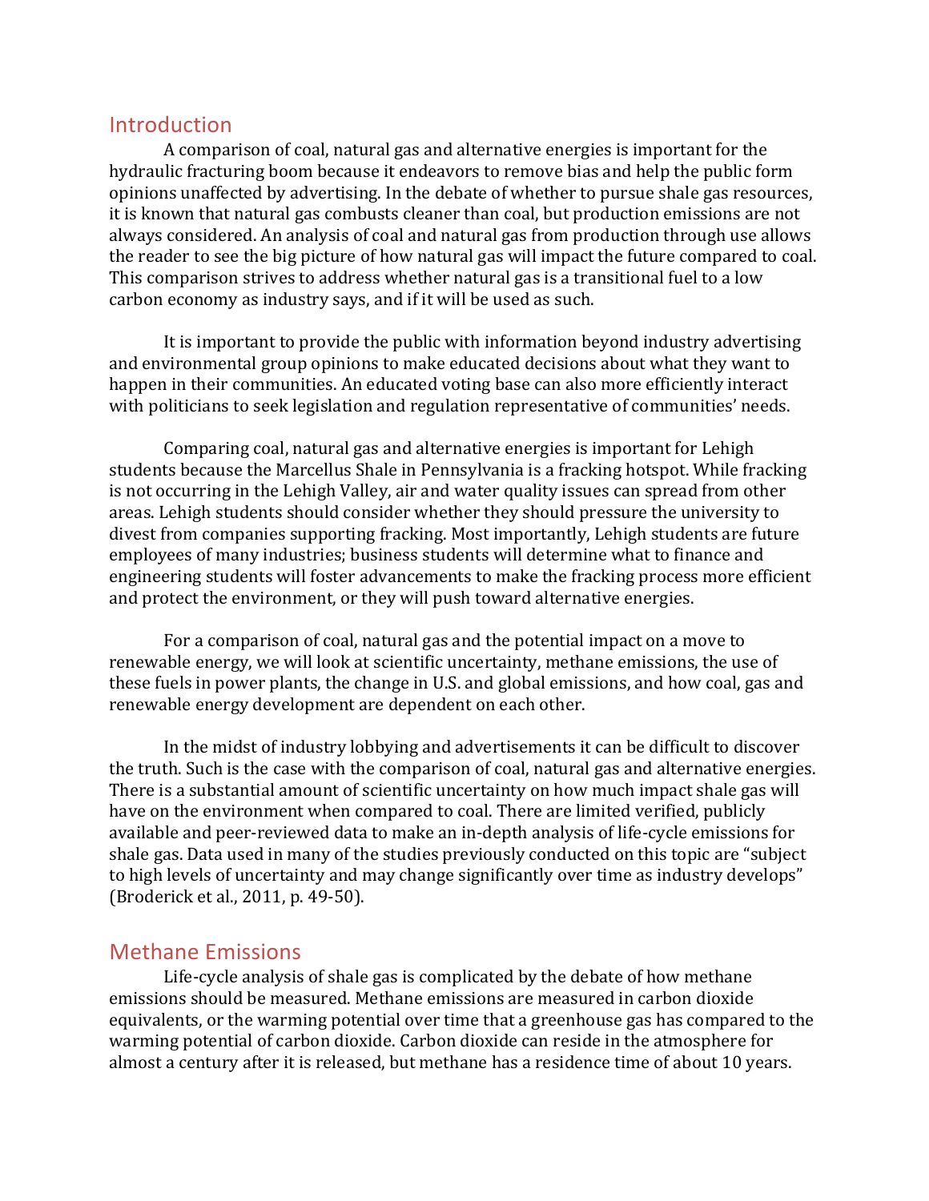## Introduction

A comparison of coal, natural gas and alternative energies is important for the hydraulic fracturing boom because it endeavors to remove bias and help the public form opinions unaffected by advertising. In the debate of whether to pursue shale gas resources, it is known that natural gas combusts cleaner than coal, but production emissions are not always considered. An analysis of coal and natural gas from production through use allows the reader to see the big picture of how natural gas will impact the future compared to coal. This comparison strives to address whether natural gas is a transitional fuel to a low carbon economy as industry says, and if it will be used as such.

It is important to provide the public with information beyond industry advertising and environmental group opinions to make educated decisions about what they want to happen in their communities. An educated voting base can also more efficiently interact with politicians to seek legislation and regulation representative of communities' needs.

Comparing coal, natural gas and alternative energies is important for Lehigh students because the Marcellus Shale in Pennsylvania is a fracking hotspot. While fracking is not occurring in the Lehigh Valley, air and water quality issues can spread from other areas. Lehigh students should consider whether they should pressure the university to divest from companies supporting fracking. Most importantly, Lehigh students are future employees of many industries; business students will determine what to finance and engineering students will foster advancements to make the fracking process more efficient and protect the environment, or they will push toward alternative energies.

For a comparison of coal, natural gas and the potential impact on a move to renewable energy, we will look at scientific uncertainty, methane emissions, the use of these fuels in power plants, the change in U.S. and global emissions, and how coal, gas and renewable energy development are dependent on each other.

In the midst of industry lobbying and advertisements it can be difficult to discover the truth. Such is the case with the comparison of coal, natural gas and alternative energies. There is a substantial amount of scientific uncertainty on how much impact shale gas will have on the environment when compared to coal. There are limited verified, publicly available and peer-reviewed data to make an in-depth analysis of life-cycle emissions for shale gas. Data used in many of the studies previously conducted on this topic are "subject to high levels of uncertainty and may change significantly over time as industry develops" (Broderick et al., 2011, p. 49-50).

## Methane Emissions

Life-cycle analysis of shale gas is complicated by the debate of how methane emissions should be measured. Methane emissions are measured in carbon dioxide equivalents, or the warming potential over time that a greenhouse gas has compared to the warming potential of carbon dioxide. Carbon dioxide can reside in the atmosphere for almost a century after it is released, but methane has a residence time of about 10 years.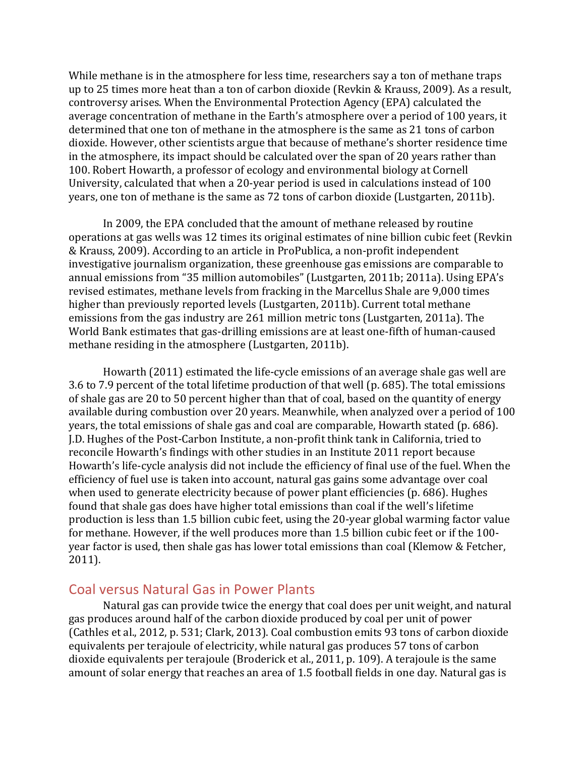While methane is in the atmosphere for less time, researchers say a ton of methane traps up to 25 times more heat than a ton of carbon dioxide (Revkin & Krauss, 2009). As a result, controversy arises. When the Environmental Protection Agency (EPA) calculated the average concentration of methane in the Earth's atmosphere over a period of 100 years, it determined that one ton of methane in the atmosphere is the same as 21 tons of carbon dioxide. However, other scientists argue that because of methane's shorter residence time in the atmosphere, its impact should be calculated over the span of 20 years rather than 100. Robert Howarth, a professor of ecology and environmental biology at Cornell University, calculated that when a 20-year period is used in calculations instead of 100 years, one ton of methane is the same as 72 tons of carbon dioxide (Lustgarten, 2011b).

In 2009, the EPA concluded that the amount of methane released by routine operations at gas wells was 12 times its original estimates of nine billion cubic feet (Revkin & Krauss, 2009). According to an article in ProPublica, a non-profit independent investigative journalism organization, these greenhouse gas emissions are comparable to annual emissions from "35 million automobiles" (Lustgarten, 2011b; 2011a). Using EPA's revised estimates, methane levels from fracking in the Marcellus Shale are 9,000 times higher than previously reported levels (Lustgarten, 2011b). Current total methane emissions from the gas industry are 261 million metric tons (Lustgarten, 2011a). The World Bank estimates that gas-drilling emissions are at least one-fifth of human-caused methane residing in the atmosphere (Lustgarten, 2011b).

Howarth (2011) estimated the life-cycle emissions of an average shale gas well are 3.6 to 7.9 percent of the total lifetime production of that well (p. 685). The total emissions of shale gas are 20 to 50 percent higher than that of coal, based on the quantity of energy available during combustion over 20 years. Meanwhile, when analyzed over a period of 100 years, the total emissions of shale gas and coal are comparable, Howarth stated (p. 686). J.D. Hughes of the Post-Carbon Institute, a non-profit think tank in California, tried to reconcile Howarth's findings with other studies in an Institute 2011 report because Howarth's life-cycle analysis did not include the efficiency of final use of the fuel. When the efficiency of fuel use is taken into account, natural gas gains some advantage over coal when used to generate electricity because of power plant efficiencies (p. 686). Hughes found that shale gas does have higher total emissions than coal if the well's lifetime production is less than 1.5 billion cubic feet, using the 20-year global warming factor value for methane. However, if the well produces more than 1.5 billion cubic feet or if the 100-year factor is used, then shale gas has lower total emissions than coal (Klemow & Fetcher, 2011).

## Coal versus Natural Gas in Power Plants

Natural gas can provide twice the energy that coal does per unit weight, and natural gas produces around half of the carbon dioxide produced by coal per unit of power (Cathles et al., 2012, p. 531; Clark, 2013). Coal combustion emits 93 tons of carbon dioxide equivalents per terajoule of electricity, while natural gas produces 57 tons of carbon dioxide equivalents per terajoule (Broderick et al., 2011, p. 109). A terajoule is the same amount of solar energy that reaches an area of 1.5 football fields in one day. Natural gas is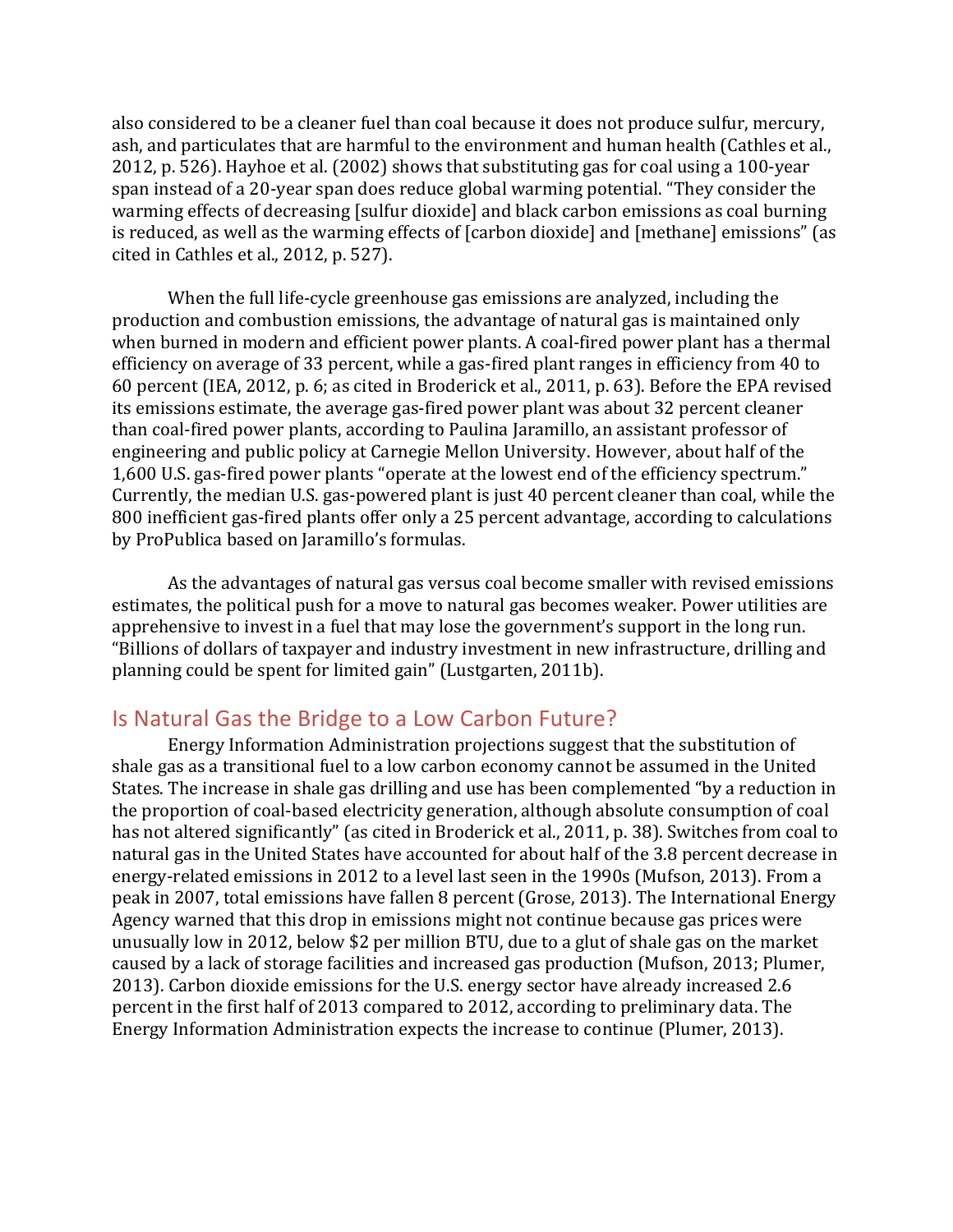also considered to be a cleaner fuel than coal because it does not produce sulfur, mercury, ash, and particulates that are harmful to the environment and human health (Cathles et al., 2012, p. 526). Hayhoe et al. (2002) shows that substituting gas for coal using a 100-year span instead of a 20-year span does reduce global warming potential. "They consider the warming effects of decreasing [sulfur dioxide] and black carbon emissions as coal burning is reduced, as well as the warming effects of [carbon dioxide] and [methane] emissions" (as cited in Cathles et al., 2012, p. 527).

When the full life-cycle greenhouse gas emissions are analyzed, including the production and combustion emissions, the advantage of natural gas is maintained only when burned in modern and efficient power plants. A coal-fired power plant has a thermal efficiency on average of 33 percent, while a gas-fired plant ranges in efficiency from 40 to 60 percent (IEA, 2012, p. 6; as cited in Broderick et al., 2011, p. 63). Before the EPA revised its emissions estimate, the average gas-fired power plant was about 32 percent cleaner than coal-fired power plants, according to Paulina Jaramillo, an assistant professor of engineering and public policy at Carnegie Mellon University. However, about half of the 1,600 U.S. gas-fired power plants "operate at the lowest end of the efficiency spectrum." Currently, the median U.S. gas-powered plant is just 40 percent cleaner than coal, while the 800 inefficient gas-fired plants offer only a 25 percent advantage, according to calculations by ProPublica based on Jaramillo's formulas.

As the advantages of natural gas versus coal become smaller with revised emissions estimates, the political push for a move to natural gas becomes weaker. Power utilities are apprehensive to invest in a fuel that may lose the government's support in the long run. "Billions of dollars of taxpayer and industry investment in new infrastructure, drilling and planning could be spent for limited gain" (Lustgarten, 2011b).

## Is Natural Gas the Bridge to a Low Carbon Future?

Energy Information Administration projections suggest that the substitution of shale gas as a transitional fuel to a low carbon economy cannot be assumed in the United States. The increase in shale gas drilling and use has been complemented "by a reduction in the proportion of coal-based electricity generation, although absolute consumption of coal has not altered significantly" (as cited in Broderick et al., 2011, p. 38). Switches from coal to natural gas in the United States have accounted for about half of the 3.8 percent decrease in energy-related emissions in 2012 to a level last seen in the 1990s (Mufson, 2013). From a peak in 2007, total emissions have fallen 8 percent (Grose, 2013). The International Energy Agency warned that this drop in emissions might not continue because gas prices were unusually low in 2012, below $2 per million BTU, due to a glut of shale gas on the market caused by a lack of storage facilities and increased gas production (Mufson, 2013; Plumer, 2013). Carbon dioxide emissions for the U.S. energy sector have already increased 2.6 percent in the first half of 2013 compared to 2012, according to preliminary data. The Energy Information Administration expects the increase to continue (Plumer, 2013).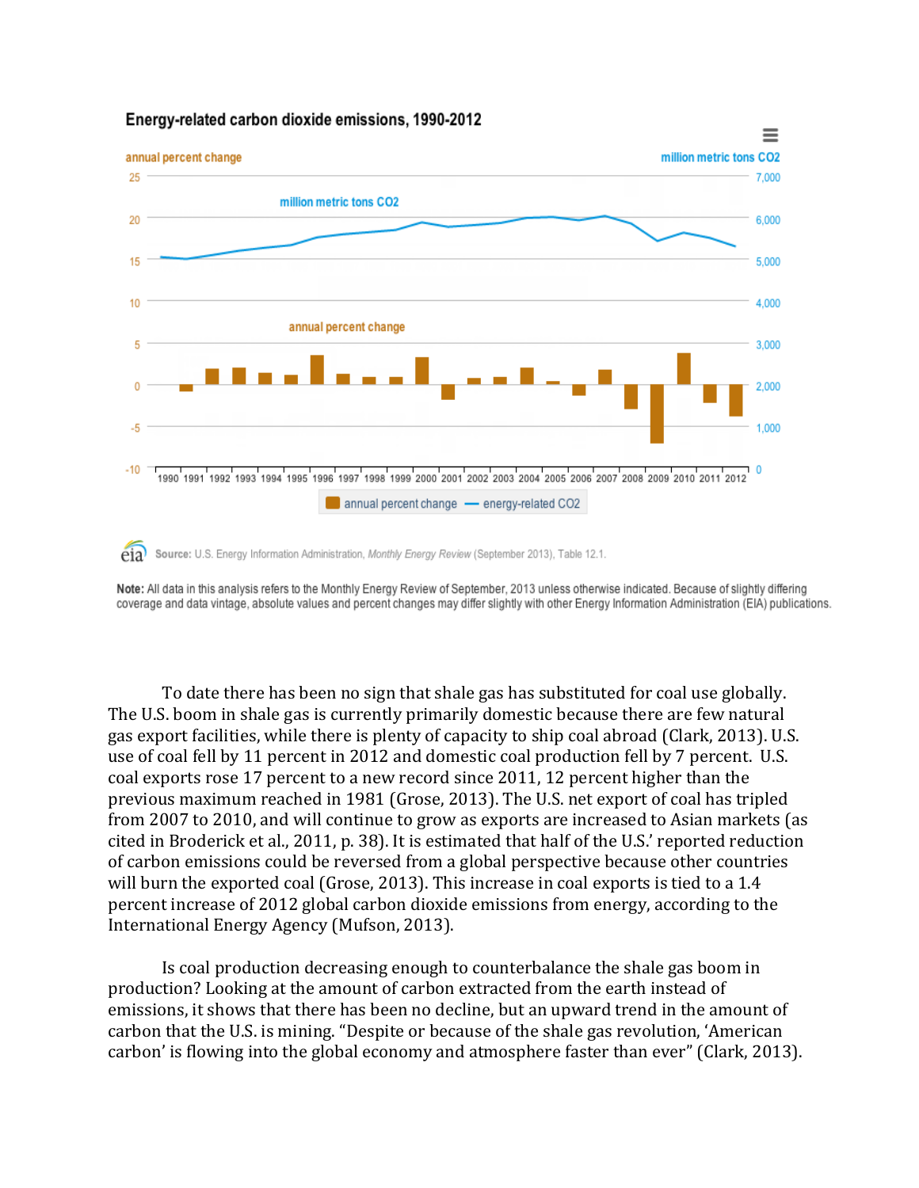**Energy-related carbon dioxide emissions, 1990-2012**

Source: U.S. Energy Information Administration, *Monthly Energy Review* (September 2013), Table 12.1.

**Note:** All data in this analysis refers to the Monthly Energy Review of September, 2013 unless otherwise indicated. Because of slightly differing coverage and data vintage, absolute values and percent changes may differ slightly with other Energy Information Administration (EIA) publications.

To date there has been no sign that shale gas has substituted for coal use globally. The U.S. boom in shale gas is currently primarily domestic because there are few natural gas export facilities, while there is plenty of capacity to ship coal abroad (Clark, 2013). U.S. use of coal fell by 11 percent in 2012 and domestic coal production fell by 7 percent. U.S. coal exports rose 17 percent to a new record since 2011, 12 percent higher than the previous maximum reached in 1981 (Grose, 2013). The U.S. net export of coal has tripled from 2007 to 2010, and will continue to grow as exports are increased to Asian markets (as cited in Broderick et al., 2011, p. 38). It is estimated that half of the U.S.' reported reduction of carbon emissions could be reversed from a global perspective because other countries will burn the exported coal (Grose, 2013). This increase in coal exports is tied to a 1.4 percent increase of 2012 global carbon dioxide emissions from energy, according to the International Energy Agency (Mufson, 2013).

Is coal production decreasing enough to counterbalance the shale gas boom in production? Looking at the amount of carbon extracted from the earth instead of emissions, it shows that there has been no decline, but an upward trend in the amount of carbon that the U.S. is mining. "Despite or because of the shale gas revolution, 'American carbon' is flowing into the global economy and atmosphere faster than ever" (Clark, 2013).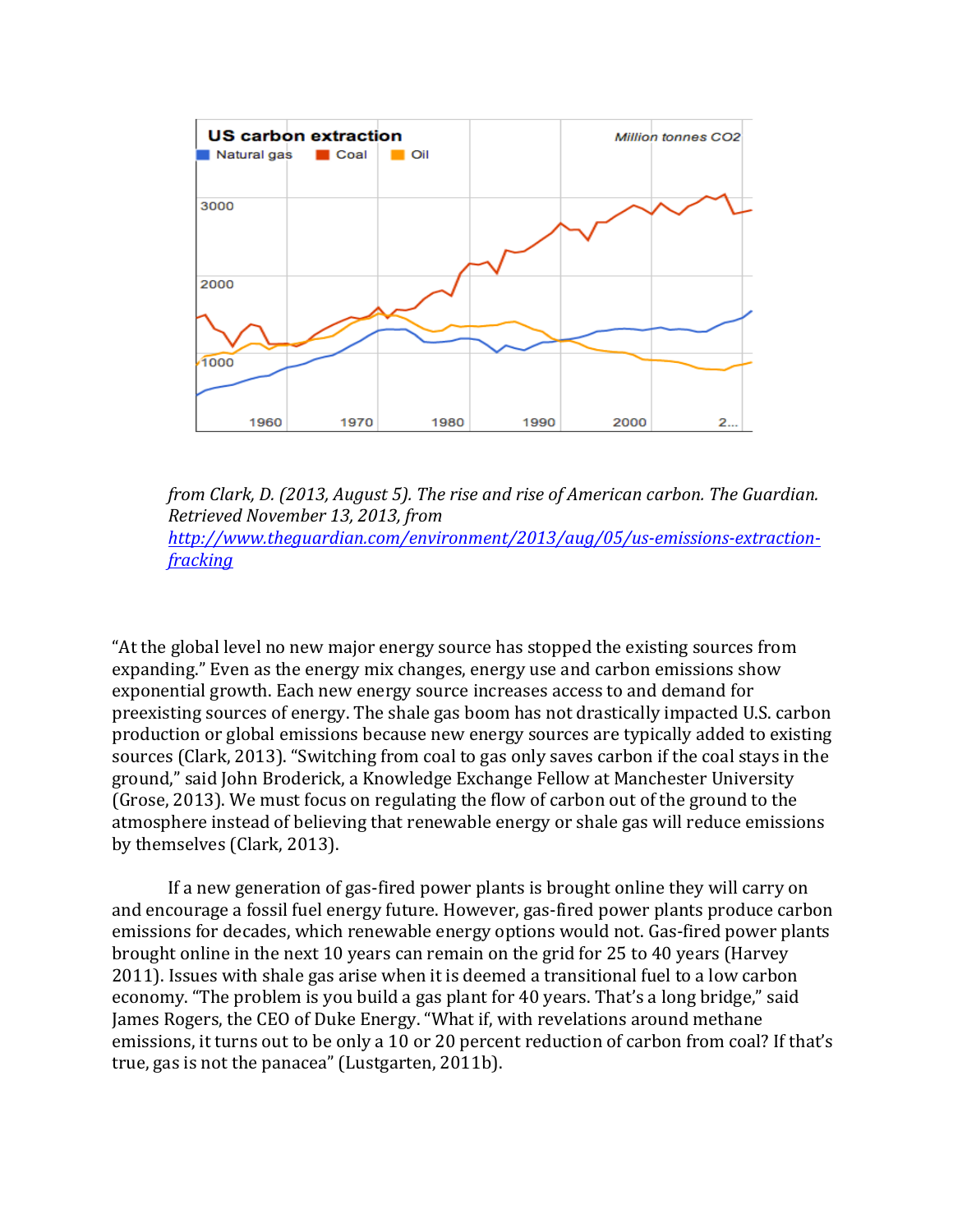*from Clark, D. (2013, August 5). The rise and rise of American carbon. The Guardian. Retrieved November 13, 2013, from [http://www.theguardian.com/environment/2013/aug/05/us-emissions-extraction-fracking](http://www.theguardian.com/environment/2013/aug/05/us-emissions-extraction-fracking)*

"At the global level no new major energy source has stopped the existing sources from expanding." Even as the energy mix changes, energy use and carbon emissions show exponential growth. Each new energy source increases access to and demand for preexisting sources of energy. The shale gas boom has not drastically impacted U.S. carbon production or global emissions because new energy sources are typically added to existing sources (Clark, 2013). "Switching from coal to gas only saves carbon if the coal stays in the ground," said John Broderick, a Knowledge Exchange Fellow at Manchester University (Grose, 2013). We must focus on regulating the flow of carbon out of the ground to the atmosphere instead of believing that renewable energy or shale gas will reduce emissions by themselves (Clark, 2013).

If a new generation of gas-fired power plants is brought online they will carry on and encourage a fossil fuel energy future. However, gas-fired power plants produce carbon emissions for decades, which renewable energy options would not. Gas-fired power plants brought online in the next 10 years can remain on the grid for 25 to 40 years (Harvey 2011). Issues with shale gas arise when it is deemed a transitional fuel to a low carbon economy. "The problem is you build a gas plant for 40 years. That's a long bridge," said James Rogers, the CEO of Duke Energy. "What if, with revelations around methane emissions, it turns out to be only a 10 or 20 percent reduction of carbon from coal? If that's true, gas is not the panacea" (Lustgarten, 2011b).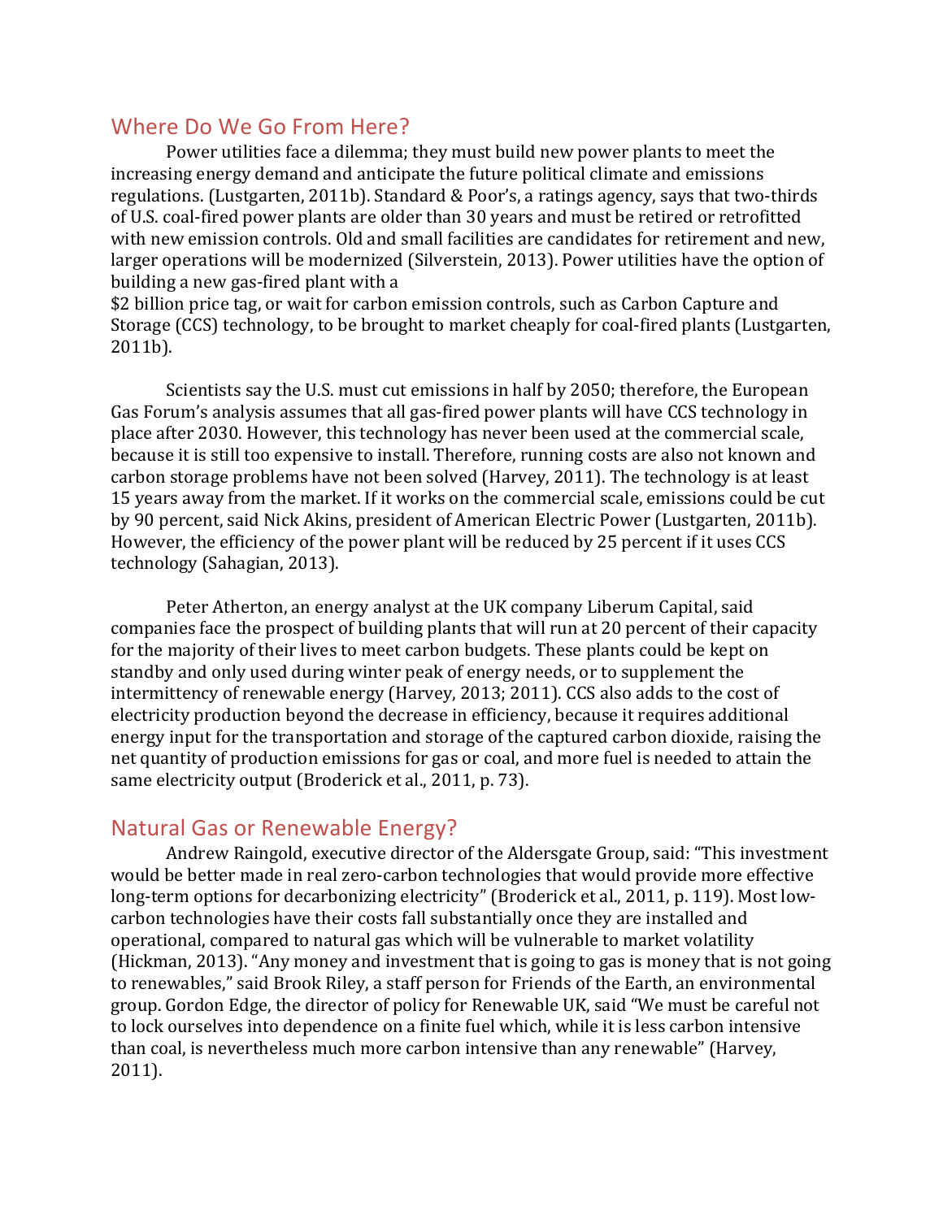## Where Do We Go From Here?

Power utilities face a dilemma; they must build new power plants to meet the increasing energy demand and anticipate the future political climate and emissions regulations. (Lustgarten, 2011b). Standard & Poor's, a ratings agency, says that two-thirds of U.S. coal-fired power plants are older than 30 years and must be retired or retrofitted with new emission controls. Old and small facilities are candidates for retirement and new, larger operations will be modernized (Silverstein, 2013). Power utilities have the option of building a new gas-fired plant with a $2 billion price tag, or wait for carbon emission controls, such as Carbon Capture and Storage (CCS) technology, to be brought to market cheaply for coal-fired plants (Lustgarten, 2011b).

Scientists say the U.S. must cut emissions in half by 2050; therefore, the European Gas Forum's analysis assumes that all gas-fired power plants will have CCS technology in place after 2030. However, this technology has never been used at the commercial scale, because it is still too expensive to install. Therefore, running costs are also not known and carbon storage problems have not been solved (Harvey, 2011). The technology is at least 15 years away from the market. If it works on the commercial scale, emissions could be cut by 90 percent, said Nick Akins, president of American Electric Power (Lustgarten, 2011b). However, the efficiency of the power plant will be reduced by 25 percent if it uses CCS technology (Sahagian, 2013).

Peter Atherton, an energy analyst at the UK company Liberum Capital, said companies face the prospect of building plants that will run at 20 percent of their capacity for the majority of their lives to meet carbon budgets. These plants could be kept on standby and only used during winter peak of energy needs, or to supplement the intermittency of renewable energy (Harvey, 2013; 2011). CCS also adds to the cost of electricity production beyond the decrease in efficiency, because it requires additional energy input for the transportation and storage of the captured carbon dioxide, raising the net quantity of production emissions for gas or coal, and more fuel is needed to attain the same electricity output (Broderick et al., 2011, p. 73).

## Natural Gas or Renewable Energy?

Andrew Raingold, executive director of the Aldersgate Group, said: "This investment would be better made in real zero-carbon technologies that would provide more effective long-term options for decarbonizing electricity" (Broderick et al., 2011, p. 119). Most low-carbon technologies have their costs fall substantially once they are installed and operational, compared to natural gas which will be vulnerable to market volatility (Hickman, 2013). "Any money and investment that is going to gas is money that is not going to renewables," said Brook Riley, a staff person for Friends of the Earth, an environmental group. Gordon Edge, the director of policy for Renewable UK, said "We must be careful not to lock ourselves into dependence on a finite fuel which, while it is less carbon intensive than coal, is nevertheless much more carbon intensive than any renewable" (Harvey, 2011).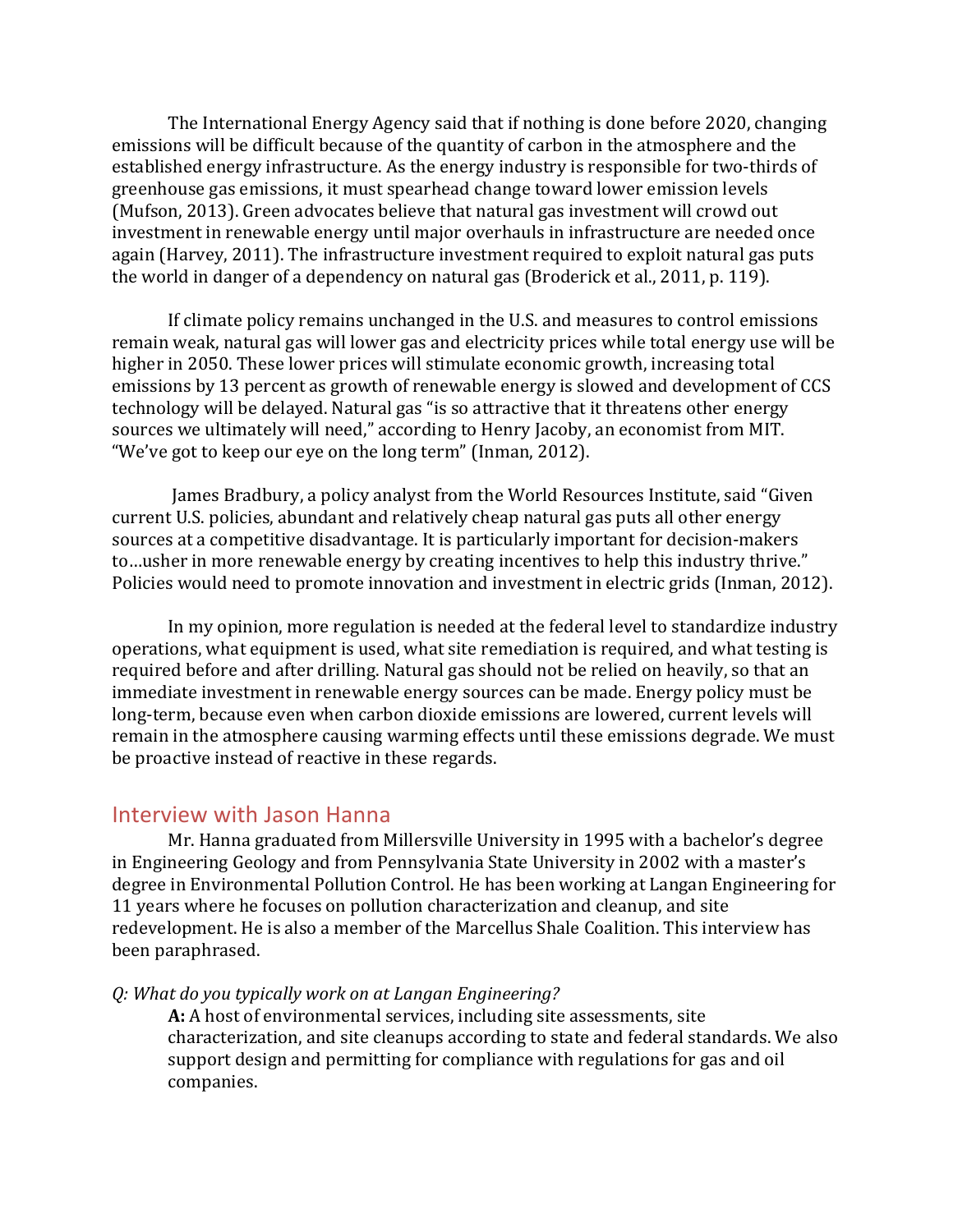The International Energy Agency said that if nothing is done before 2020, changing emissions will be difficult because of the quantity of carbon in the atmosphere and the established energy infrastructure. As the energy industry is responsible for two-thirds of greenhouse gas emissions, it must spearhead change toward lower emission levels (Mufson, 2013). Green advocates believe that natural gas investment will crowd out investment in renewable energy until major overhauls in infrastructure are needed once again (Harvey, 2011). The infrastructure investment required to exploit natural gas puts the world in danger of a dependency on natural gas (Broderick et al., 2011, p. 119).

If climate policy remains unchanged in the U.S. and measures to control emissions remain weak, natural gas will lower gas and electricity prices while total energy use will be higher in 2050. These lower prices will stimulate economic growth, increasing total emissions by 13 percent as growth of renewable energy is slowed and development of CCS technology will be delayed. Natural gas "is so attractive that it threatens other energy sources we ultimately will need," according to Henry Jacoby, an economist from MIT. "We've got to keep our eye on the long term" (Inman, 2012).

James Bradbury, a policy analyst from the World Resources Institute, said "Given current U.S. policies, abundant and relatively cheap natural gas puts all other energy sources at a competitive disadvantage. It is particularly important for decision-makers to…usher in more renewable energy by creating incentives to help this industry thrive." Policies would need to promote innovation and investment in electric grids (Inman, 2012).

In my opinion, more regulation is needed at the federal level to standardize industry operations, what equipment is used, what site remediation is required, and what testing is required before and after drilling. Natural gas should not be relied on heavily, so that an immediate investment in renewable energy sources can be made. Energy policy must be long-term, because even when carbon dioxide emissions are lowered, current levels will remain in the atmosphere causing warming effects until these emissions degrade. We must be proactive instead of reactive in these regards.

## Interview with Jason Hanna

Mr. Hanna graduated from Millersville University in 1995 with a bachelor's degree in Engineering Geology and from Pennsylvania State University in 2002 with a master's degree in Environmental Pollution Control. He has been working at Langan Engineering for 11 years where he focuses on pollution characterization and cleanup, and site redevelopment. He is also a member of the Marcellus Shale Coalition. This interview has been paraphrased.

*Q: What do you typically work on at Langan Engineering?*

**A:** A host of environmental services, including site assessments, site characterization, and site cleanups according to state and federal standards. We also support design and permitting for compliance with regulations for gas and oil companies.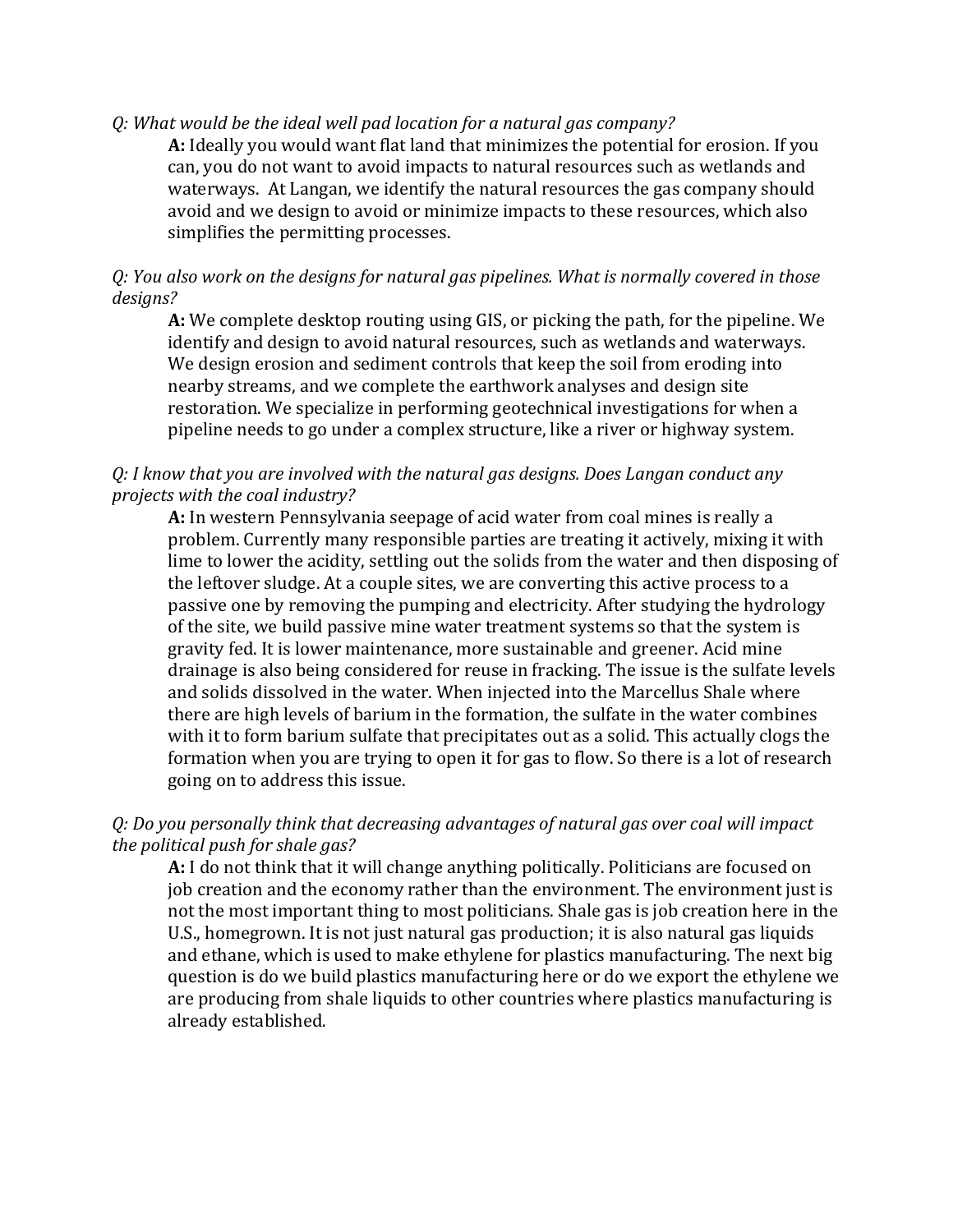*Q: What would be the ideal well pad location for a natural gas company?*

**A:** Ideally you would want flat land that minimizes the potential for erosion. If you can, you do not want to avoid impacts to natural resources such as wetlands and waterways. At Langan, we identify the natural resources the gas company should avoid and we design to avoid or minimize impacts to these resources, which also simplifies the permitting processes.

*Q: You also work on the designs for natural gas pipelines. What is normally covered in those designs?*

**A:** We complete desktop routing using GIS, or picking the path, for the pipeline. We identify and design to avoid natural resources, such as wetlands and waterways. We design erosion and sediment controls that keep the soil from eroding into nearby streams, and we complete the earthwork analyses and design site restoration. We specialize in performing geotechnical investigations for when a pipeline needs to go under a complex structure, like a river or highway system.

*Q: I know that you are involved with the natural gas designs. Does Langan conduct any projects with the coal industry?*

**A:** In western Pennsylvania seepage of acid water from coal mines is really a problem. Currently many responsible parties are treating it actively, mixing it with lime to lower the acidity, settling out the solids from the water and then disposing of the leftover sludge. At a couple sites, we are converting this active process to a passive one by removing the pumping and electricity. After studying the hydrology of the site, we build passive mine water treatment systems so that the system is gravity fed. It is lower maintenance, more sustainable and greener. Acid mine drainage is also being considered for reuse in fracking. The issue is the sulfate levels and solids dissolved in the water. When injected into the Marcellus Shale where there are high levels of barium in the formation, the sulfate in the water combines with it to form barium sulfate that precipitates out as a solid. This actually clogs the formation when you are trying to open it for gas to flow. So there is a lot of research going on to address this issue.

*Q: Do you personally think that decreasing advantages of natural gas over coal will impact the political push for shale gas?*

**A:** I do not think that it will change anything politically. Politicians are focused on job creation and the economy rather than the environment. The environment just is not the most important thing to most politicians. Shale gas is job creation here in the U.S., homegrown. It is not just natural gas production; it is also natural gas liquids and ethane, which is used to make ethylene for plastics manufacturing. The next big question is do we build plastics manufacturing here or do we export the ethylene we are producing from shale liquids to other countries where plastics manufacturing is already established.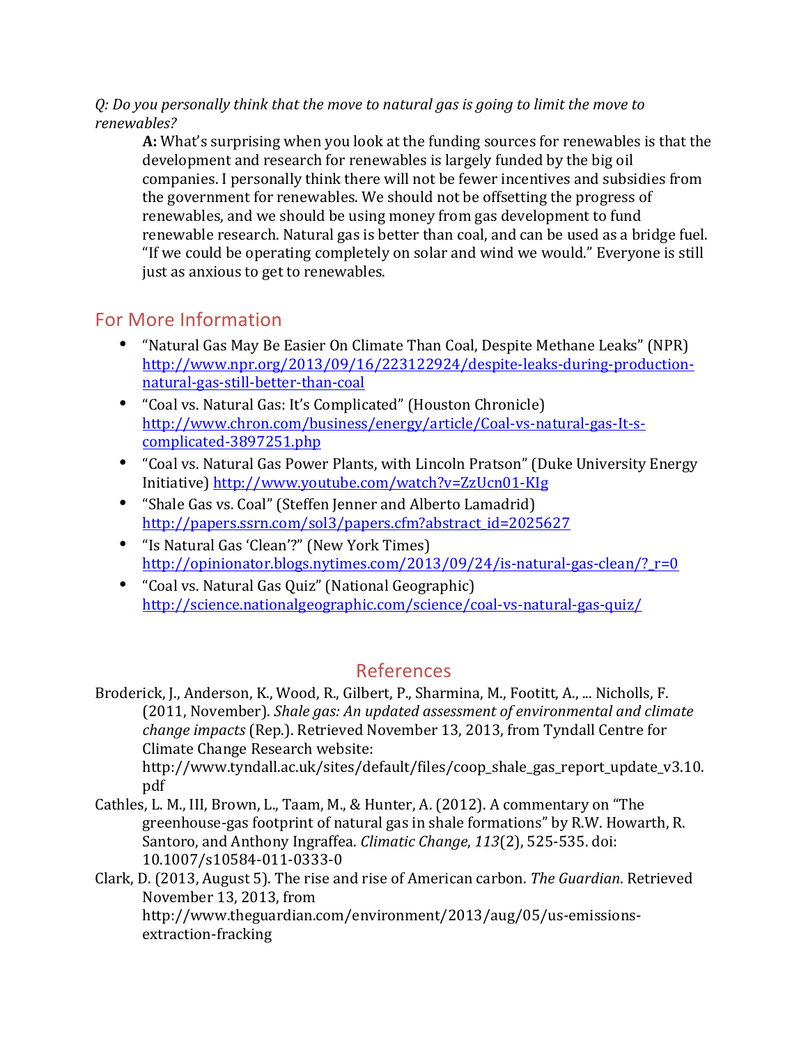*Q: Do you personally think that the move to natural gas is going to limit the move to renewables?*

**A:** What's surprising when you look at the funding sources for renewables is that the development and research for renewables is largely funded by the big oil companies. I personally think there will not be fewer incentives and subsidies from the government for renewables. We should not be offsetting the progress of renewables, and we should be using money from gas development to fund renewable research. Natural gas is better than coal, and can be used as a bridge fuel. "If we could be operating completely on solar and wind we would." Everyone is still just as anxious to get to renewables.

## For More Information

- "Natural Gas May Be Easier On Climate Than Coal, Despite Methane Leaks" (NPR) http://www.npr.org/2013/09/16/223122924/despite-leaks-during-production-natural-gas-still-better-than-coal
- "Coal vs. Natural Gas: It's Complicated" (Houston Chronicle) http://www.chron.com/business/energy/article/Coal-vs-natural-gas-It-s-complicated-3897251.php
- "Coal vs. Natural Gas Power Plants, with Lincoln Pratson" (Duke University Energy Initiative) http://www.youtube.com/watch?v=ZzUcn01-KIg
- "Shale Gas vs. Coal" (Steffen Jenner and Alberto Lamadrid) http://papers.ssrn.com/sol3/papers.cfm?abstract_id=2025627
- "Is Natural Gas 'Clean'?" (New York Times) http://opinionator.blogs.nytimes.com/2013/09/24/is-natural-gas-clean/?_r=0
- "Coal vs. Natural Gas Quiz" (National Geographic) http://science.nationalgeographic.com/science/coal-vs-natural-gas-quiz/

## References

Broderick, J., Anderson, K., Wood, R., Gilbert, P., Sharmina, M., Footitt, A., ... Nicholls, F. (2011, November). *Shale gas: An updated assessment of environmental and climate change impacts* (Rep.). Retrieved November 13, 2013, from Tyndall Centre for Climate Change Research website: http://www.tyndall.ac.uk/sites/default/files/coop_shale_gas_report_update_v3.10.pdf

Cathles, L. M., III, Brown, L., Taam, M., & Hunter, A. (2012). A commentary on "The greenhouse-gas footprint of natural gas in shale formations" by R.W. Howarth, R. Santoro, and Anthony Ingraffea. *Climatic Change*, *113*(2), 525-535. doi: 10.1007/s10584-011-0333-0

Clark, D. (2013, August 5). The rise and rise of American carbon. *The Guardian*. Retrieved November 13, 2013, from http://www.theguardian.com/environment/2013/aug/05/us-emissions-extraction-fracking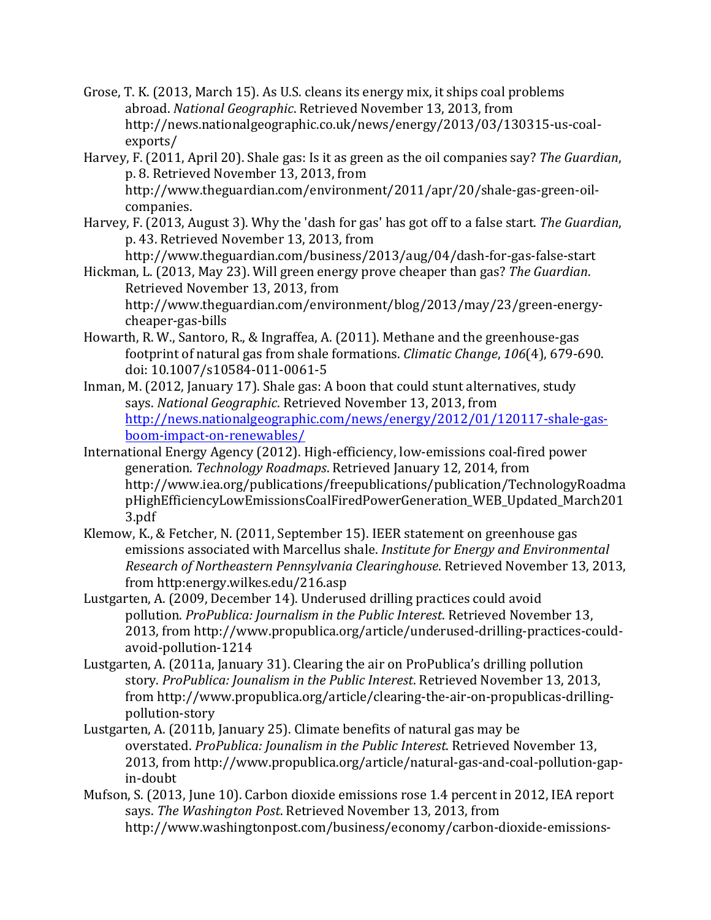Grose, T. K. (2013, March 15). As U.S. cleans its energy mix, it ships coal problems abroad. *National Geographic*. Retrieved November 13, 2013, from http://news.nationalgeographic.co.uk/news/energy/2013/03/130315-us-coal-exports/

Harvey, F. (2011, April 20). Shale gas: Is it as green as the oil companies say? *The Guardian*, p. 8. Retrieved November 13, 2013, from http://www.theguardian.com/environment/2011/apr/20/shale-gas-green-oil-companies.

Harvey, F. (2013, August 3). Why the 'dash for gas' has got off to a false start. *The Guardian*, p. 43. Retrieved November 13, 2013, from http://www.theguardian.com/business/2013/aug/04/dash-for-gas-false-start

Hickman, L. (2013, May 23). Will green energy prove cheaper than gas? *The Guardian*. Retrieved November 13, 2013, from http://www.theguardian.com/environment/blog/2013/may/23/green-energy-cheaper-gas-bills

Howarth, R. W., Santoro, R., & Ingraffea, A. (2011). Methane and the greenhouse-gas footprint of natural gas from shale formations. *Climatic Change*, *106*(4), 679-690. doi: 10.1007/s10584-011-0061-5

Inman, M. (2012, January 17). Shale gas: A boon that could stunt alternatives, study says. *National Geographic*. Retrieved November 13, 2013, from http://news.nationalgeographic.com/news/energy/2012/01/120117-shale-gas-boom-impact-on-renewables/

International Energy Agency (2012). High-efficiency, low-emissions coal-fired power generation. *Technology Roadmaps*. Retrieved January 12, 2014, from http://www.iea.org/publications/freepublications/publication/TechnologyRoadmapHighEfficiencyLowEmissionsCoalFiredPowerGeneration_WEB_Updated_March2013.pdf

Klemow, K., & Fetcher, N. (2011, September 15). IEER statement on greenhouse gas emissions associated with Marcellus shale. *Institute for Energy and Environmental Research of Northeastern Pennsylvania Clearinghouse*. Retrieved November 13, 2013, from http:energy.wilkes.edu/216.asp

Lustgarten, A. (2009, December 14). Underused drilling practices could avoid pollution. *ProPublica: Journalism in the Public Interest*. Retrieved November 13, 2013, from http://www.propublica.org/article/underused-drilling-practices-could-avoid-pollution-1214

Lustgarten, A. (2011a, January 31). Clearing the air on ProPublica's drilling pollution story. *ProPublica: Jounalism in the Public Interest*. Retrieved November 13, 2013, from http://www.propublica.org/article/clearing-the-air-on-propublicas-drilling-pollution-story

Lustgarten, A. (2011b, January 25). Climate benefits of natural gas may be overstated. *ProPublica: Jounalism in the Public Interest*. Retrieved November 13, 2013, from http://www.propublica.org/article/natural-gas-and-coal-pollution-gap-in-doubt

Mufson, S. (2013, June 10). Carbon dioxide emissions rose 1.4 percent in 2012, IEA report says. *The Washington Post*. Retrieved November 13, 2013, from http://www.washingtonpost.com/business/economy/carbon-dioxide-emissions-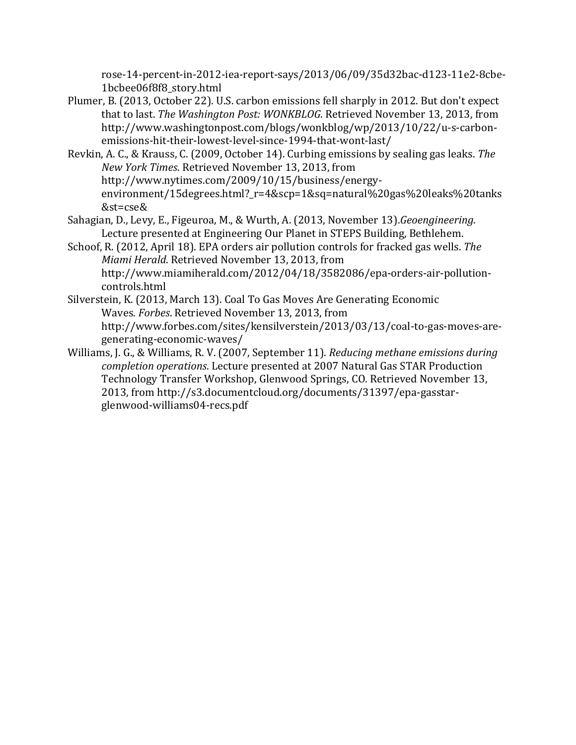rose-14-percent-in-2012-iea-report-says/2013/06/09/35d32bac-d123-11e2-8cbe-1bcbee06f8f8_story.html

Plumer, B. (2013, October 22). U.S. carbon emissions fell sharply in 2012. But don't expect that to last. *The Washington Post: WONKBLOG*. Retrieved November 13, 2013, from http://www.washingtonpost.com/blogs/wonkblog/wp/2013/10/22/u-s-carbon-emissions-hit-their-lowest-level-since-1994-that-wont-last/

Revkin, A. C., & Krauss, C. (2009, October 14). Curbing emissions by sealing gas leaks. *The New York Times*. Retrieved November 13, 2013, from http://www.nytimes.com/2009/10/15/business/energy-environment/15degrees.html?_r=4&scp=1&sq=natural%20gas%20leaks%20tanks&st=cse&

Sahagian, D., Levy, E., Figeuroa, M., & Wurth, A. (2013, November 13).*Geoengineering*. Lecture presented at Engineering Our Planet in STEPS Building, Bethlehem.

Schoof, R. (2012, April 18). EPA orders air pollution controls for fracked gas wells. *The Miami Herald*. Retrieved November 13, 2013, from http://www.miamiherald.com/2012/04/18/3582086/epa-orders-air-pollution-controls.html

Silverstein, K. (2013, March 13). Coal To Gas Moves Are Generating Economic Waves. *Forbes*. Retrieved November 13, 2013, from http://www.forbes.com/sites/kensilverstein/2013/03/13/coal-to-gas-moves-are-generating-economic-waves/

Williams, J. G., & Williams, R. V. (2007, September 11). *Reducing methane emissions during completion operations*. Lecture presented at 2007 Natural Gas STAR Production Technology Transfer Workshop, Glenwood Springs, CO. Retrieved November 13, 2013, from http://s3.documentcloud.org/documents/31397/epa-gasstar-glenwood-williams04-recs.pdf